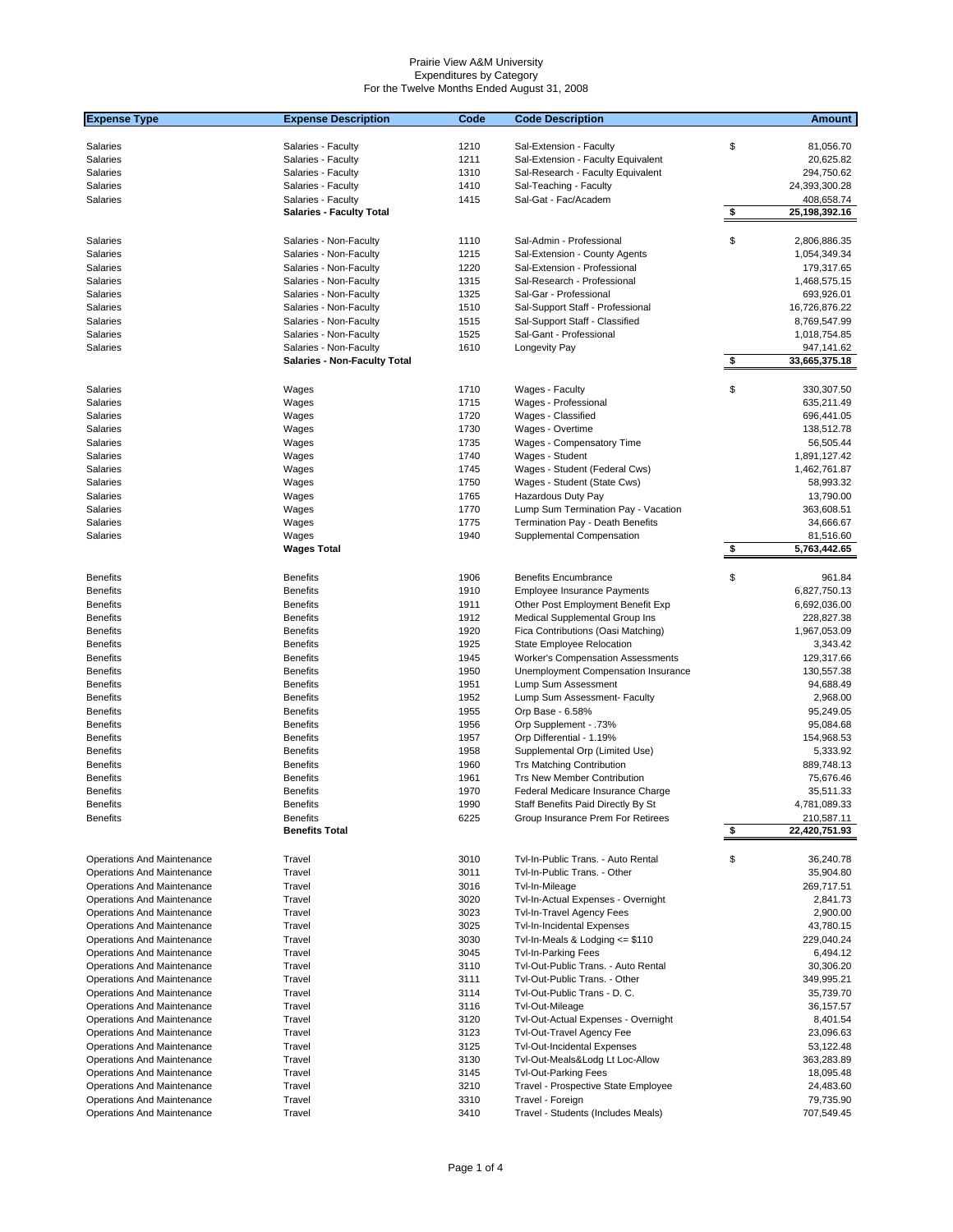Prairie View A&M University
Expenditures by Category
For the Twelve Months Ended August 31, 2008

| Expense Type | Expense Description | Code | Code Description | | Amount |
|---|---|---|---|---|---|
| Salaries | Salaries - Faculty | 1210 | Sal-Extension - Faculty | $ | 81,056.70 |
| Salaries | Salaries - Faculty | 1211 | Sal-Extension - Faculty Equivalent | | 20,625.82 |
| Salaries | Salaries - Faculty | 1310 | Sal-Research - Faculty Equivalent | | 294,750.62 |
| Salaries | Salaries - Faculty | 1410 | Sal-Teaching - Faculty | | 24,393,300.28 |
| Salaries | Salaries - Faculty | 1415 | Sal-Gat - Fac/Academ | | 408,658.74 |
| | **Salaries - Faculty Total** | | | **$** | **25,198,392.16** |
| Salaries | Salaries - Non-Faculty | 1110 | Sal-Admin - Professional | $ | 2,806,886.35 |
| Salaries | Salaries - Non-Faculty | 1215 | Sal-Extension - County Agents | | 1,054,349.34 |
| Salaries | Salaries - Non-Faculty | 1220 | Sal-Extension - Professional | | 179,317.65 |
| Salaries | Salaries - Non-Faculty | 1315 | Sal-Research - Professional | | 1,468,575.15 |
| Salaries | Salaries - Non-Faculty | 1325 | Sal-Gar - Professional | | 693,926.01 |
| Salaries | Salaries - Non-Faculty | 1510 | Sal-Support Staff - Professional | | 16,726,876.22 |
| Salaries | Salaries - Non-Faculty | 1515 | Sal-Support Staff - Classified | | 8,769,547.99 |
| Salaries | Salaries - Non-Faculty | 1525 | Sal-Gant - Professional | | 1,018,754.85 |
| Salaries | Salaries - Non-Faculty | 1610 | Longevity Pay | | 947,141.62 |
| | **Salaries - Non-Faculty Total** | | | **$** | **33,665,375.18** |
| Salaries | Wages | 1710 | Wages - Faculty | $ | 330,307.50 |
| Salaries | Wages | 1715 | Wages - Professional | | 635,211.49 |
| Salaries | Wages | 1720 | Wages - Classified | | 696,441.05 |
| Salaries | Wages | 1730 | Wages - Overtime | | 138,512.78 |
| Salaries | Wages | 1735 | Wages - Compensatory Time | | 56,505.44 |
| Salaries | Wages | 1740 | Wages - Student | | 1,891,127.42 |
| Salaries | Wages | 1745 | Wages - Student (Federal Cws) | | 1,462,761.87 |
| Salaries | Wages | 1750 | Wages - Student (State Cws) | | 58,993.32 |
| Salaries | Wages | 1765 | Hazardous Duty Pay | | 13,790.00 |
| Salaries | Wages | 1770 | Lump Sum Termination Pay - Vacation | | 363,608.51 |
| Salaries | Wages | 1775 | Termination Pay - Death Benefits | | 34,666.67 |
| Salaries | Wages | 1940 | Supplemental Compensation | | 81,516.60 |
| | **Wages Total** | | | **$** | **5,763,442.65** |
| Benefits | Benefits | 1906 | Benefits Encumbrance | $ | 961.84 |
| Benefits | Benefits | 1910 | Employee Insurance Payments | | 6,827,750.13 |
| Benefits | Benefits | 1911 | Other Post Employment Benefit Exp | | 6,692,036.00 |
| Benefits | Benefits | 1912 | Medical Supplemental Group Ins | | 228,827.38 |
| Benefits | Benefits | 1920 | Fica Contributions (Oasi Matching) | | 1,967,053.09 |
| Benefits | Benefits | 1925 | State Employee Relocation | | 3,343.42 |
| Benefits | Benefits | 1945 | Worker's Compensation Assessments | | 129,317.66 |
| Benefits | Benefits | 1950 | Unemployment Compensation Insurance | | 130,557.38 |
| Benefits | Benefits | 1951 | Lump Sum Assessment | | 94,688.49 |
| Benefits | Benefits | 1952 | Lump Sum Assessment- Faculty | | 2,968.00 |
| Benefits | Benefits | 1955 | Orp Base - 6.58% | | 95,249.05 |
| Benefits | Benefits | 1956 | Orp Supplement - .73% | | 95,084.68 |
| Benefits | Benefits | 1957 | Orp Differential - 1.19% | | 154,968.53 |
| Benefits | Benefits | 1958 | Supplemental Orp (Limited Use) | | 5,333.92 |
| Benefits | Benefits | 1960 | Trs Matching Contribution | | 889,748.13 |
| Benefits | Benefits | 1961 | Trs New Member Contribution | | 75,676.46 |
| Benefits | Benefits | 1970 | Federal Medicare Insurance Charge | | 35,511.33 |
| Benefits | Benefits | 1990 | Staff Benefits Paid Directly By St | | 4,781,089.33 |
| Benefits | Benefits | 6225 | Group Insurance Prem For Retirees | | 210,587.11 |
| | **Benefits Total** | | | **$** | **22,420,751.93** |
| Operations And Maintenance | Travel | 3010 | Tvl-In-Public Trans. - Auto Rental | $ | 36,240.78 |
| Operations And Maintenance | Travel | 3011 | Tvl-In-Public Trans. - Other | | 35,904.80 |
| Operations And Maintenance | Travel | 3016 | Tvl-In-Mileage | | 269,717.51 |
| Operations And Maintenance | Travel | 3020 | Tvl-In-Actual Expenses - Overnight | | 2,841.73 |
| Operations And Maintenance | Travel | 3023 | Tvl-In-Travel Agency Fees | | 2,900.00 |
| Operations And Maintenance | Travel | 3025 | Tvl-In-Incidental Expenses | | 43,780.15 |
| Operations And Maintenance | Travel | 3030 | Tvl-In-Meals & Lodging <= $110 | | 229,040.24 |
| Operations And Maintenance | Travel | 3045 | Tvl-In-Parking Fees | | 6,494.12 |
| Operations And Maintenance | Travel | 3110 | Tvl-Out-Public Trans. - Auto Rental | | 30,306.20 |
| Operations And Maintenance | Travel | 3111 | Tvl-Out-Public Trans. - Other | | 349,995.21 |
| Operations And Maintenance | Travel | 3114 | Tvl-Out-Public Trans - D. C. | | 35,739.70 |
| Operations And Maintenance | Travel | 3116 | Tvl-Out-Mileage | | 36,157.57 |
| Operations And Maintenance | Travel | 3120 | Tvl-Out-Actual Expenses - Overnight | | 8,401.54 |
| Operations And Maintenance | Travel | 3123 | Tvl-Out-Travel Agency Fee | | 23,096.63 |
| Operations And Maintenance | Travel | 3125 | Tvl-Out-Incidental Expenses | | 53,122.48 |
| Operations And Maintenance | Travel | 3130 | Tvl-Out-Meals&Lodg Lt Loc-Allow | | 363,283.89 |
| Operations And Maintenance | Travel | 3145 | Tvl-Out-Parking Fees | | 18,095.48 |
| Operations And Maintenance | Travel | 3210 | Travel - Prospective State Employee | | 24,483.60 |
| Operations And Maintenance | Travel | 3310 | Travel - Foreign | | 79,735.90 |
| Operations And Maintenance | Travel | 3410 | Travel - Students (Includes Meals) | | 707,549.45 |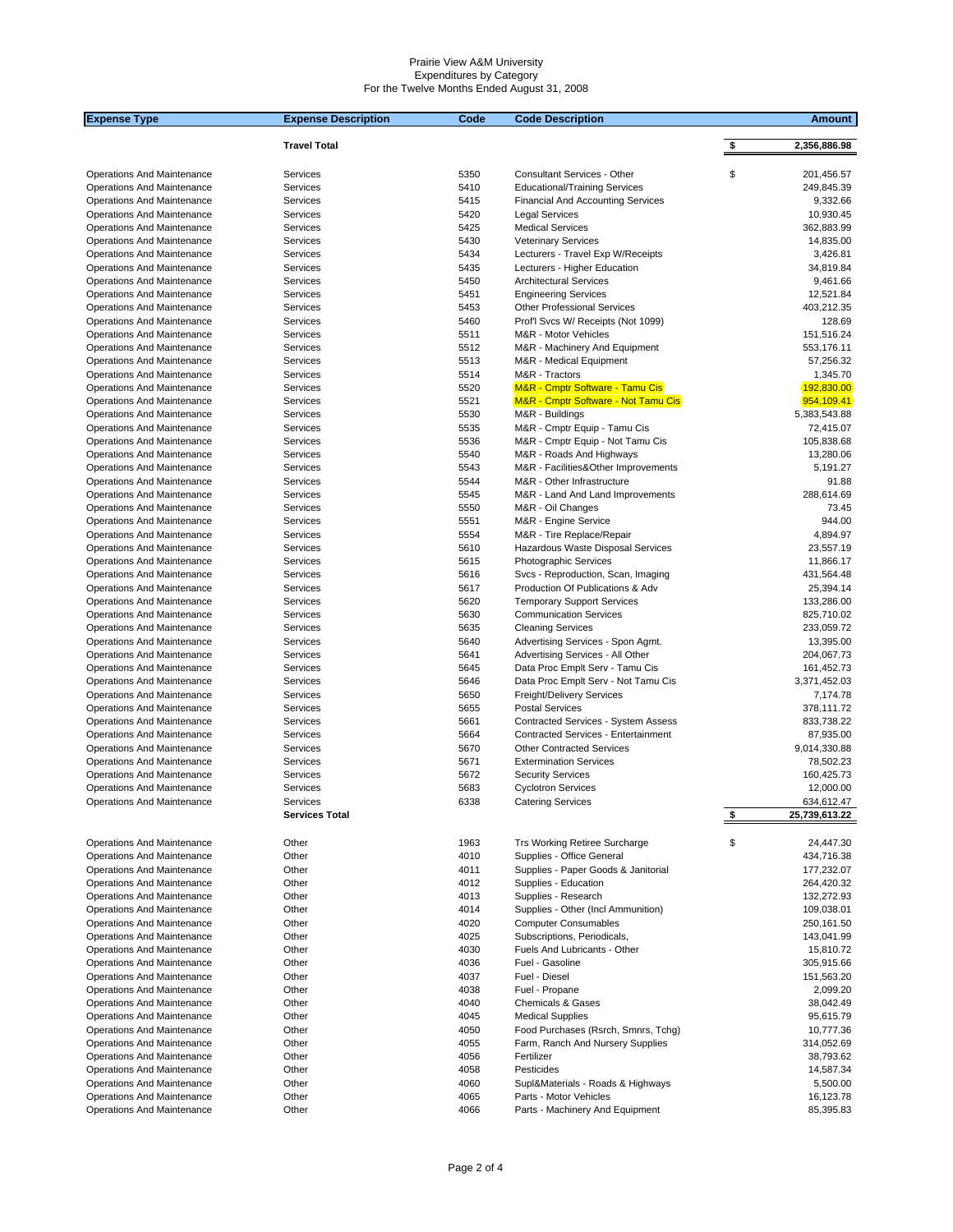Prairie View A&M University
Expenditures by Category
For the Twelve Months Ended August 31, 2008

| Expense Type | Expense Description | Code | Code Description | Amount |
|---|---|---|---|---|
| | **Travel Total** | | | **$ 2,356,886.98** |
| Operations And Maintenance | Services | 5350 | Consultant Services - Other | $ 201,456.57 |
| Operations And Maintenance | Services | 5410 | Educational/Training Services | 249,845.39 |
| Operations And Maintenance | Services | 5415 | Financial And Accounting Services | 9,332.66 |
| Operations And Maintenance | Services | 5420 | Legal Services | 10,930.45 |
| Operations And Maintenance | Services | 5425 | Medical Services | 362,883.99 |
| Operations And Maintenance | Services | 5430 | Veterinary Services | 14,835.00 |
| Operations And Maintenance | Services | 5434 | Lecturers - Travel Exp W/Receipts | 3,426.81 |
| Operations And Maintenance | Services | 5435 | Lecturers - Higher Education | 34,819.84 |
| Operations And Maintenance | Services | 5450 | Architectural Services | 9,461.66 |
| Operations And Maintenance | Services | 5451 | Engineering Services | 12,521.84 |
| Operations And Maintenance | Services | 5453 | Other Professional Services | 403,212.35 |
| Operations And Maintenance | Services | 5460 | Prof'l Svcs W/ Receipts (Not 1099) | 128.69 |
| Operations And Maintenance | Services | 5511 | M&R - Motor Vehicles | 151,516.24 |
| Operations And Maintenance | Services | 5512 | M&R - Machinery And Equipment | 553,176.11 |
| Operations And Maintenance | Services | 5513 | M&R - Medical Equipment | 57,256.32 |
| Operations And Maintenance | Services | 5514 | M&R - Tractors | 1,345.70 |
| Operations And Maintenance | Services | 5520 | M&R - Cmptr Software - Tamu Cis | 192,830.00 |
| Operations And Maintenance | Services | 5521 | M&R - Cmptr Software - Not Tamu Cis | 954,109.41 |
| Operations And Maintenance | Services | 5530 | M&R - Buildings | 5,383,543.88 |
| Operations And Maintenance | Services | 5535 | M&R - Cmptr Equip - Tamu Cis | 72,415.07 |
| Operations And Maintenance | Services | 5536 | M&R - Cmptr Equip - Not Tamu Cis | 105,838.68 |
| Operations And Maintenance | Services | 5540 | M&R - Roads And Highways | 13,280.06 |
| Operations And Maintenance | Services | 5543 | M&R - Facilities&Other Improvements | 5,191.27 |
| Operations And Maintenance | Services | 5544 | M&R - Other Infrastructure | 91.88 |
| Operations And Maintenance | Services | 5545 | M&R - Land And Land Improvements | 288,614.69 |
| Operations And Maintenance | Services | 5550 | M&R - Oil Changes | 73.45 |
| Operations And Maintenance | Services | 5551 | M&R - Engine Service | 944.00 |
| Operations And Maintenance | Services | 5554 | M&R - Tire Replace/Repair | 4,894.97 |
| Operations And Maintenance | Services | 5610 | Hazardous Waste Disposal Services | 23,557.19 |
| Operations And Maintenance | Services | 5615 | Photographic Services | 11,866.17 |
| Operations And Maintenance | Services | 5616 | Svcs - Reproduction, Scan, Imaging | 431,564.48 |
| Operations And Maintenance | Services | 5617 | Production Of Publications & Adv | 25,394.14 |
| Operations And Maintenance | Services | 5620 | Temporary Support Services | 133,286.00 |
| Operations And Maintenance | Services | 5630 | Communication Services | 825,710.02 |
| Operations And Maintenance | Services | 5635 | Cleaning Services | 233,059.72 |
| Operations And Maintenance | Services | 5640 | Advertising Services - Spon Agmt. | 13,395.00 |
| Operations And Maintenance | Services | 5641 | Advertising Services - All Other | 204,067.73 |
| Operations And Maintenance | Services | 5645 | Data Proc Emplt Serv - Tamu Cis | 161,452.73 |
| Operations And Maintenance | Services | 5646 | Data Proc Emplt Serv - Not Tamu Cis | 3,371,452.03 |
| Operations And Maintenance | Services | 5650 | Freight/Delivery Services | 7,174.78 |
| Operations And Maintenance | Services | 5655 | Postal Services | 378,111.72 |
| Operations And Maintenance | Services | 5661 | Contracted Services - System Assess | 833,738.22 |
| Operations And Maintenance | Services | 5664 | Contracted Services - Entertainment | 87,935.00 |
| Operations And Maintenance | Services | 5670 | Other Contracted Services | 9,014,330.88 |
| Operations And Maintenance | Services | 5671 | Extermination Services | 78,502.23 |
| Operations And Maintenance | Services | 5672 | Security Services | 160,425.73 |
| Operations And Maintenance | Services | 5683 | Cyclotron Services | 12,000.00 |
| Operations And Maintenance | Services | 6338 | Catering Services | 634,612.47 |
| | **Services Total** | | | **$ 25,739,613.22** |
| Operations And Maintenance | Other | 1963 | Trs Working Retiree Surcharge | $ 24,447.30 |
| Operations And Maintenance | Other | 4010 | Supplies - Office General | 434,716.38 |
| Operations And Maintenance | Other | 4011 | Supplies - Paper Goods & Janitorial | 177,232.07 |
| Operations And Maintenance | Other | 4012 | Supplies - Education | 264,420.32 |
| Operations And Maintenance | Other | 4013 | Supplies - Research | 132,272.93 |
| Operations And Maintenance | Other | 4014 | Supplies - Other (Incl Ammunition) | 109,038.01 |
| Operations And Maintenance | Other | 4020 | Computer Consumables | 250,161.50 |
| Operations And Maintenance | Other | 4025 | Subscriptions, Periodicals, | 143,041.99 |
| Operations And Maintenance | Other | 4030 | Fuels And Lubricants - Other | 15,810.72 |
| Operations And Maintenance | Other | 4036 | Fuel - Gasoline | 305,915.66 |
| Operations And Maintenance | Other | 4037 | Fuel - Diesel | 151,563.20 |
| Operations And Maintenance | Other | 4038 | Fuel - Propane | 2,099.20 |
| Operations And Maintenance | Other | 4040 | Chemicals & Gases | 38,042.49 |
| Operations And Maintenance | Other | 4045 | Medical Supplies | 95,615.79 |
| Operations And Maintenance | Other | 4050 | Food Purchases (Rsrch, Smnrs, Tchg) | 10,777.36 |
| Operations And Maintenance | Other | 4055 | Farm, Ranch And Nursery Supplies | 314,052.69 |
| Operations And Maintenance | Other | 4056 | Fertilizer | 38,793.62 |
| Operations And Maintenance | Other | 4058 | Pesticides | 14,587.34 |
| Operations And Maintenance | Other | 4060 | Supl&Materials - Roads & Highways | 5,500.00 |
| Operations And Maintenance | Other | 4065 | Parts - Motor Vehicles | 16,123.78 |
| Operations And Maintenance | Other | 4066 | Parts - Machinery And Equipment | 85,395.83 |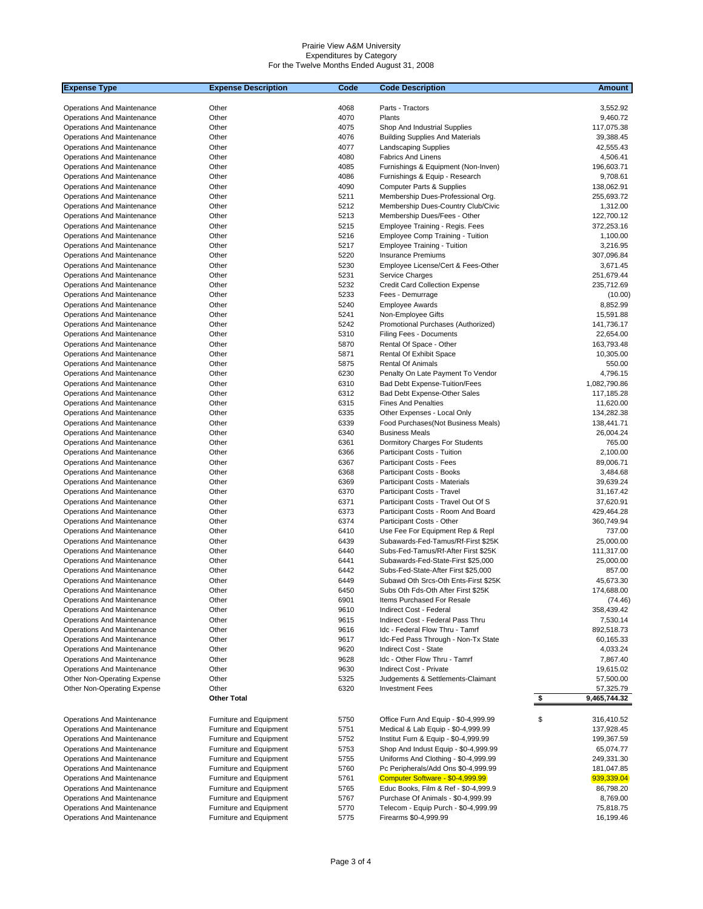Prairie View A&M University
Expenditures by Category
For the Twelve Months Ended August 31, 2008

| Expense Type | Expense Description | Code | Code Description | | Amount |
|---|---|---|---|---|---|
| Operations And Maintenance | Other | 4068 | Parts - Tractors | | 3,552.92 |
| Operations And Maintenance | Other | 4070 | Plants | | 9,460.72 |
| Operations And Maintenance | Other | 4075 | Shop And Industrial Supplies | | 117,075.38 |
| Operations And Maintenance | Other | 4076 | Building Supplies And Materials | | 39,388.45 |
| Operations And Maintenance | Other | 4077 | Landscaping Supplies | | 42,555.43 |
| Operations And Maintenance | Other | 4080 | Fabrics And Linens | | 4,506.41 |
| Operations And Maintenance | Other | 4085 | Furnishings & Equipment (Non-Inven) | | 196,603.71 |
| Operations And Maintenance | Other | 4086 | Furnishings & Equip - Research | | 9,708.61 |
| Operations And Maintenance | Other | 4090 | Computer Parts & Supplies | | 138,062.91 |
| Operations And Maintenance | Other | 5211 | Membership Dues-Professional Org. | | 255,693.72 |
| Operations And Maintenance | Other | 5212 | Membership Dues-Country Club/Civic | | 1,312.00 |
| Operations And Maintenance | Other | 5213 | Membership Dues/Fees - Other | | 122,700.12 |
| Operations And Maintenance | Other | 5215 | Employee Training - Regis. Fees | | 372,253.16 |
| Operations And Maintenance | Other | 5216 | Employee Comp Training - Tuition | | 1,100.00 |
| Operations And Maintenance | Other | 5217 | Employee Training - Tuition | | 3,216.95 |
| Operations And Maintenance | Other | 5220 | Insurance Premiums | | 307,096.84 |
| Operations And Maintenance | Other | 5230 | Employee License/Cert & Fees-Other | | 3,671.45 |
| Operations And Maintenance | Other | 5231 | Service Charges | | 251,679.44 |
| Operations And Maintenance | Other | 5232 | Credit Card Collection Expense | | 235,712.69 |
| Operations And Maintenance | Other | 5233 | Fees - Demurrage | | (10.00) |
| Operations And Maintenance | Other | 5240 | Employee Awards | | 8,852.99 |
| Operations And Maintenance | Other | 5241 | Non-Employee Gifts | | 15,591.88 |
| Operations And Maintenance | Other | 5242 | Promotional Purchases (Authorized) | | 141,736.17 |
| Operations And Maintenance | Other | 5310 | Filing Fees - Documents | | 22,654.00 |
| Operations And Maintenance | Other | 5870 | Rental Of Space - Other | | 163,793.48 |
| Operations And Maintenance | Other | 5871 | Rental Of Exhibit Space | | 10,305.00 |
| Operations And Maintenance | Other | 5875 | Rental Of Animals | | 550.00 |
| Operations And Maintenance | Other | 6230 | Penalty On Late Payment To Vendor | | 4,796.15 |
| Operations And Maintenance | Other | 6310 | Bad Debt Expense-Tuition/Fees | | 1,082,790.86 |
| Operations And Maintenance | Other | 6312 | Bad Debt Expense-Other Sales | | 117,185.28 |
| Operations And Maintenance | Other | 6315 | Fines And Penalties | | 11,620.00 |
| Operations And Maintenance | Other | 6335 | Other Expenses - Local Only | | 134,282.38 |
| Operations And Maintenance | Other | 6339 | Food Purchases(Not Business Meals) | | 138,441.71 |
| Operations And Maintenance | Other | 6340 | Business Meals | | 26,004.24 |
| Operations And Maintenance | Other | 6361 | Dormitory Charges For Students | | 765.00 |
| Operations And Maintenance | Other | 6366 | Participant Costs - Tuition | | 2,100.00 |
| Operations And Maintenance | Other | 6367 | Participant Costs - Fees | | 89,006.71 |
| Operations And Maintenance | Other | 6368 | Participant Costs - Books | | 3,484.68 |
| Operations And Maintenance | Other | 6369 | Participant Costs - Materials | | 39,639.24 |
| Operations And Maintenance | Other | 6370 | Participant Costs - Travel | | 31,167.42 |
| Operations And Maintenance | Other | 6371 | Participant Costs - Travel Out Of S | | 37,620.91 |
| Operations And Maintenance | Other | 6373 | Participant Costs - Room And Board | | 429,464.28 |
| Operations And Maintenance | Other | 6374 | Participant Costs - Other | | 360,749.94 |
| Operations And Maintenance | Other | 6410 | Use Fee For Equipment Rep & Repl | | 737.00 |
| Operations And Maintenance | Other | 6439 | Subawards-Fed-Tamus/Rf-First $25K | | 25,000.00 |
| Operations And Maintenance | Other | 6440 | Subs-Fed-Tamus/Rf-After First $25K | | 111,317.00 |
| Operations And Maintenance | Other | 6441 | Subawards-Fed-State-First $25,000 | | 25,000.00 |
| Operations And Maintenance | Other | 6442 | Subs-Fed-State-After First $25,000 | | 857.00 |
| Operations And Maintenance | Other | 6449 | Subawd Oth Srcs-Oth Ents-First $25K | | 45,673.30 |
| Operations And Maintenance | Other | 6450 | Subs Oth Fds-Oth After First $25K | | 174,688.00 |
| Operations And Maintenance | Other | 6901 | Items Purchased For Resale | | (74.46) |
| Operations And Maintenance | Other | 9610 | Indirect Cost - Federal | | 358,439.42 |
| Operations And Maintenance | Other | 9615 | Indirect Cost - Federal Pass Thru | | 7,530.14 |
| Operations And Maintenance | Other | 9616 | Idc - Federal Flow Thru - Tamrf | | 892,518.73 |
| Operations And Maintenance | Other | 9617 | Idc-Fed Pass Through - Non-Tx State | | 60,165.33 |
| Operations And Maintenance | Other | 9620 | Indirect Cost - State | | 4,033.24 |
| Operations And Maintenance | Other | 9628 | Idc - Other Flow Thru - Tamrf | | 7,867.40 |
| Operations And Maintenance | Other | 9630 | Indirect Cost - Private | | 19,615.02 |
| Other Non-Operating Expense | Other | 5325 | Judgements & Settlements-Claimant | | 57,500.00 |
| Other Non-Operating Expense | Other | 6320 | Investment Fees | | 57,325.79 |
| | **Other Total** | | | **$** | **9,465,744.32** |
| | | | | | |
| Operations And Maintenance | Furniture and Equipment | 5750 | Office Furn And Equip - $0-4,999.99 | $ | 316,410.52 |
| Operations And Maintenance | Furniture and Equipment | 5751 | Medical & Lab Equip - $0-4,999.99 | | 137,928.45 |
| Operations And Maintenance | Furniture and Equipment | 5752 | Institut Furn & Equip - $0-4,999.99 | | 199,367.59 |
| Operations And Maintenance | Furniture and Equipment | 5753 | Shop And Indust Equip - $0-4,999.99 | | 65,074.77 |
| Operations And Maintenance | Furniture and Equipment | 5755 | Uniforms And Clothing - $0-4,999.99 | | 249,331.30 |
| Operations And Maintenance | Furniture and Equipment | 5760 | Pc Peripherals/Add Ons $0-4,999.99 | | 181,047.85 |
| Operations And Maintenance | Furniture and Equipment | 5761 | Computer Software - $0-4,999.99 | | 939,339.04 |
| Operations And Maintenance | Furniture and Equipment | 5765 | Educ Books, Film & Ref - $0-4,999.9 | | 86,798.20 |
| Operations And Maintenance | Furniture and Equipment | 5767 | Purchase Of Animals - $0-4,999.99 | | 8,769.00 |
| Operations And Maintenance | Furniture and Equipment | 5770 | Telecom - Equip Purch - $0-4,999.99 | | 75,818.75 |
| Operations And Maintenance | Furniture and Equipment | 5775 | Firearms $0-4,999.99 | | 16,199.46 |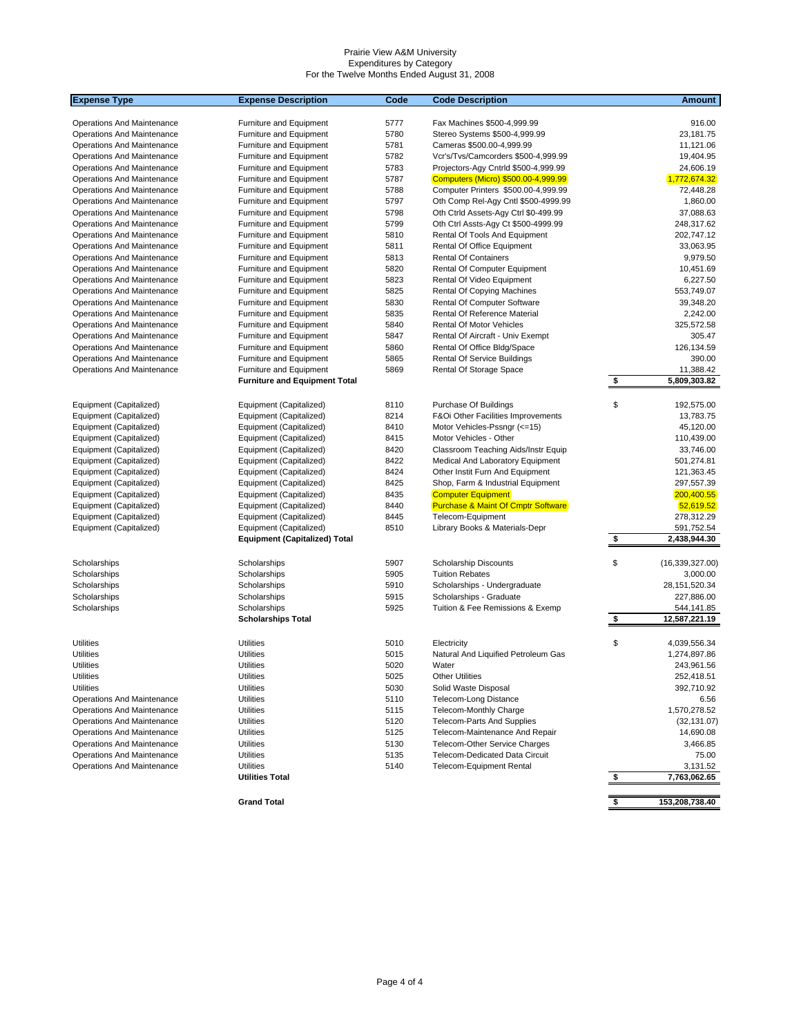Prairie View A&M University
Expenditures by Category
For the Twelve Months Ended August 31, 2008

| Expense Type | Expense Description | Code | Code Description | | Amount |
|---|---|---|---|---|---|
| Operations And Maintenance | Furniture and Equipment | 5777 | Fax Machines $500-4,999.99 | | 916.00 |
| Operations And Maintenance | Furniture and Equipment | 5780 | Stereo Systems $500-4,999.99 | | 23,181.75 |
| Operations And Maintenance | Furniture and Equipment | 5781 | Cameras $500.00-4,999.99 | | 11,121.06 |
| Operations And Maintenance | Furniture and Equipment | 5782 | Vcr's/Tvs/Camcorders $500-4,999.99 | | 19,404.95 |
| Operations And Maintenance | Furniture and Equipment | 5783 | Projectors-Agy Cntrld $500-4,999.99 | | 24,606.19 |
| Operations And Maintenance | Furniture and Equipment | 5787 | Computers (Micro) $500.00-4,999.99 | | 1,772,674.32 |
| Operations And Maintenance | Furniture and Equipment | 5788 | Computer Printers $500.00-4,999.99 | | 72,448.28 |
| Operations And Maintenance | Furniture and Equipment | 5797 | Oth Comp Rel-Agy Cntl $500-4999.99 | | 1,860.00 |
| Operations And Maintenance | Furniture and Equipment | 5798 | Oth Ctrld Assets-Agy Ctrl $0-499.99 | | 37,088.63 |
| Operations And Maintenance | Furniture and Equipment | 5799 | Oth Ctrl Assts-Agy Ct $500-4999.99 | | 248,317.62 |
| Operations And Maintenance | Furniture and Equipment | 5810 | Rental Of Tools And Equipment | | 202,747.12 |
| Operations And Maintenance | Furniture and Equipment | 5811 | Rental Of Office Equipment | | 33,063.95 |
| Operations And Maintenance | Furniture and Equipment | 5813 | Rental Of Containers | | 9,979.50 |
| Operations And Maintenance | Furniture and Equipment | 5820 | Rental Of Computer Equipment | | 10,451.69 |
| Operations And Maintenance | Furniture and Equipment | 5823 | Rental Of Video Equipment | | 6,227.50 |
| Operations And Maintenance | Furniture and Equipment | 5825 | Rental Of Copying Machines | | 553,749.07 |
| Operations And Maintenance | Furniture and Equipment | 5830 | Rental Of Computer Software | | 39,348.20 |
| Operations And Maintenance | Furniture and Equipment | 5835 | Rental Of Reference Material | | 2,242.00 |
| Operations And Maintenance | Furniture and Equipment | 5840 | Rental Of Motor Vehicles | | 325,572.58 |
| Operations And Maintenance | Furniture and Equipment | 5847 | Rental Of Aircraft - Univ Exempt | | 305.47 |
| Operations And Maintenance | Furniture and Equipment | 5860 | Rental Of Office Bldg/Space | | 126,134.59 |
| Operations And Maintenance | Furniture and Equipment | 5865 | Rental Of Service Buildings | | 390.00 |
| Operations And Maintenance | Furniture and Equipment | 5869 | Rental Of Storage Space | | 11,388.42 |
| | **Furniture and Equipment Total** | | | **$** | **5,809,303.82** |
| | | | | | |
| Equipment (Capitalized) | Equipment (Capitalized) | 8110 | Purchase Of Buildings | $ | 192,575.00 |
| Equipment (Capitalized) | Equipment (Capitalized) | 8214 | F&Oi Other Facilities Improvements | | 13,783.75 |
| Equipment (Capitalized) | Equipment (Capitalized) | 8410 | Motor Vehicles-Pssngr (<=15) | | 45,120.00 |
| Equipment (Capitalized) | Equipment (Capitalized) | 8415 | Motor Vehicles - Other | | 110,439.00 |
| Equipment (Capitalized) | Equipment (Capitalized) | 8420 | Classroom Teaching Aids/Instr Equip | | 33,746.00 |
| Equipment (Capitalized) | Equipment (Capitalized) | 8422 | Medical And Laboratory Equipment | | 501,274.81 |
| Equipment (Capitalized) | Equipment (Capitalized) | 8424 | Other Instit Furn And Equipment | | 121,363.45 |
| Equipment (Capitalized) | Equipment (Capitalized) | 8425 | Shop, Farm & Industrial Equipment | | 297,557.39 |
| Equipment (Capitalized) | Equipment (Capitalized) | 8435 | Computer Equipment | | 200,400.55 |
| Equipment (Capitalized) | Equipment (Capitalized) | 8440 | Purchase & Maint Of Cmptr Software | | 52,619.52 |
| Equipment (Capitalized) | Equipment (Capitalized) | 8445 | Telecom-Equipment | | 278,312.29 |
| Equipment (Capitalized) | Equipment (Capitalized) | 8510 | Library Books & Materials-Depr | | 591,752.54 |
| | **Equipment (Capitalized) Total** | | | **$** | **2,438,944.30** |
| | | | | | |
| Scholarships | Scholarships | 5907 | Scholarship Discounts | $ | (16,339,327.00) |
| Scholarships | Scholarships | 5905 | Tuition Rebates | | 3,000.00 |
| Scholarships | Scholarships | 5910 | Scholarships - Undergraduate | | 28,151,520.34 |
| Scholarships | Scholarships | 5915 | Scholarships - Graduate | | 227,886.00 |
| Scholarships | Scholarships | 5925 | Tuition & Fee Remissions & Exemp | | 544,141.85 |
| | **Scholarships Total** | | | **$** | **12,587,221.19** |
| | | | | | |
| Utilities | Utilities | 5010 | Electricity | $ | 4,039,556.34 |
| Utilities | Utilities | 5015 | Natural And Liquified Petroleum Gas | | 1,274,897.86 |
| Utilities | Utilities | 5020 | Water | | 243,961.56 |
| Utilities | Utilities | 5025 | Other Utilities | | 252,418.51 |
| Utilities | Utilities | 5030 | Solid Waste Disposal | | 392,710.92 |
| Operations And Maintenance | Utilities | 5110 | Telecom-Long Distance | | 6.56 |
| Operations And Maintenance | Utilities | 5115 | Telecom-Monthly Charge | | 1,570,278.52 |
| Operations And Maintenance | Utilities | 5120 | Telecom-Parts And Supplies | | (32,131.07) |
| Operations And Maintenance | Utilities | 5125 | Telecom-Maintenance And Repair | | 14,690.08 |
| Operations And Maintenance | Utilities | 5130 | Telecom-Other Service Charges | | 3,466.85 |
| Operations And Maintenance | Utilities | 5135 | Telecom-Dedicated Data Circuit | | 75.00 |
| Operations And Maintenance | Utilities | 5140 | Telecom-Equipment Rental | | 3,131.52 |
| | **Utilities Total** | | | **$** | **7,763,062.65** |
| | | | | | |
| | **Grand Total** | | | **$** | **153,208,738.40** |